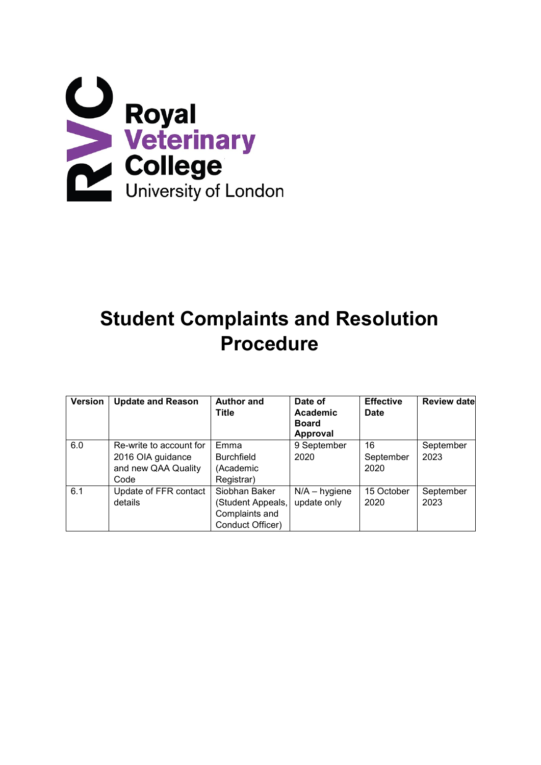Royal Veterinary College
University of London

# Student Complaints and Resolution Procedure

| Version | Update and Reason | Author and Title | Date of Academic Board Approval | Effective Date | Review date |
|---|---|---|---|---|---|
| 6.0 | Re-write to account for 2016 OIA guidance and new QAA Quality Code | Emma Burchfield (Academic Registrar) | 9 September 2020 | 16 September 2020 | September 2023 |
| 6.1 | Update of FFR contact details | Siobhan Baker (Student Appeals, Complaints and Conduct Officer) | N/A – hygiene update only | 15 October 2020 | September 2023 |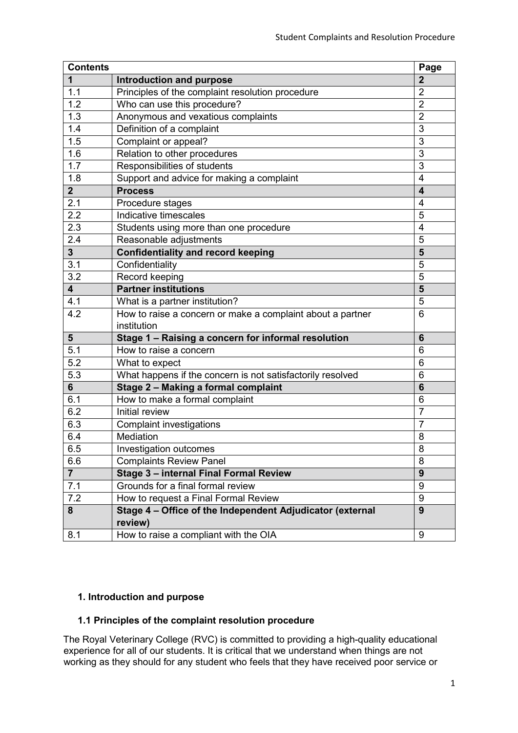| Contents | | Page |
|---|---|---|
| **1** | **Introduction and purpose** | **2** |
| 1.1 | Principles of the complaint resolution procedure | 2 |
| 1.2 | Who can use this procedure? | 2 |
| 1.3 | Anonymous and vexatious complaints | 2 |
| 1.4 | Definition of a complaint | 3 |
| 1.5 | Complaint or appeal? | 3 |
| 1.6 | Relation to other procedures | 3 |
| 1.7 | Responsibilities of students | 3 |
| 1.8 | Support and advice for making a complaint | 4 |
| **2** | **Process** | **4** |
| 2.1 | Procedure stages | 4 |
| 2.2 | Indicative timescales | 5 |
| 2.3 | Students using more than one procedure | 4 |
| 2.4 | Reasonable adjustments | 5 |
| **3** | **Confidentiality and record keeping** | **5** |
| 3.1 | Confidentiality | 5 |
| 3.2 | Record keeping | 5 |
| **4** | **Partner institutions** | **5** |
| 4.1 | What is a partner institution? | 5 |
| 4.2 | How to raise a concern or make a complaint about a partner institution | 6 |
| **5** | **Stage 1 – Raising a concern for informal resolution** | **6** |
| 5.1 | How to raise a concern | 6 |
| 5.2 | What to expect | 6 |
| 5.3 | What happens if the concern is not satisfactorily resolved | 6 |
| **6** | **Stage 2 – Making a formal complaint** | **6** |
| 6.1 | How to make a formal complaint | 6 |
| 6.2 | Initial review | 7 |
| 6.3 | Complaint investigations | 7 |
| 6.4 | Mediation | 8 |
| 6.5 | Investigation outcomes | 8 |
| 6.6 | Complaints Review Panel | 8 |
| **7** | **Stage 3 – internal Final Formal Review** | **9** |
| 7.1 | Grounds for a final formal review | 9 |
| 7.2 | How to request a Final Formal Review | 9 |
| **8** | **Stage 4 – Office of the Independent Adjudicator (external review)** | **9** |
| 8.1 | How to raise a compliant with the OIA | 9 |

## 1. Introduction and purpose

### 1.1 Principles of the complaint resolution procedure

The Royal Veterinary College (RVC) is committed to providing a high-quality educational experience for all of our students. It is critical that we understand when things are not working as they should for any student who feels that they have received poor service or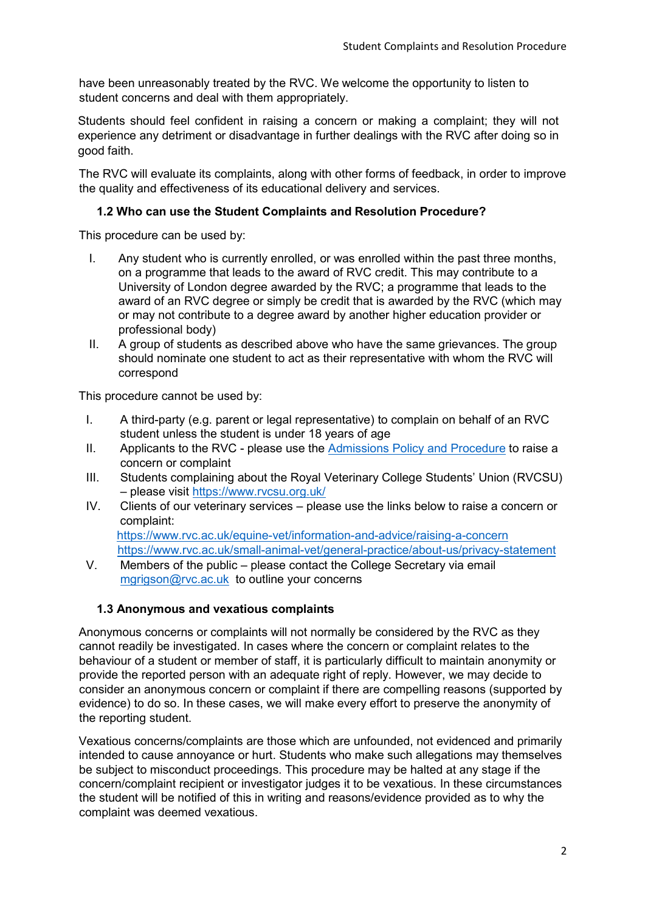have been unreasonably treated by the RVC. We welcome the opportunity to listen to student concerns and deal with them appropriately.

Students should feel confident in raising a concern or making a complaint; they will not experience any detriment or disadvantage in further dealings with the RVC after doing so in good faith.

The RVC will evaluate its complaints, along with other forms of feedback, in order to improve the quality and effectiveness of its educational delivery and services.

### 1.2 Who can use the Student Complaints and Resolution Procedure?

This procedure can be used by:

I. Any student who is currently enrolled, or was enrolled within the past three months, on a programme that leads to the award of RVC credit. This may contribute to a University of London degree awarded by the RVC; a programme that leads to the award of an RVC degree or simply be credit that is awarded by the RVC (which may or may not contribute to a degree award by another higher education provider or professional body)

II. A group of students as described above who have the same grievances. The group should nominate one student to act as their representative with whom the RVC will correspond

This procedure cannot be used by:

I. A third-party (e.g. parent or legal representative) to complain on behalf of an RVC student unless the student is under 18 years of age

II. Applicants to the RVC - please use the Admissions Policy and Procedure to raise a concern or complaint

III. Students complaining about the Royal Veterinary College Students' Union (RVCSU) – please visit https://www.rvcsu.org.uk/

IV. Clients of our veterinary services – please use the links below to raise a concern or complaint:
https://www.rvc.ac.uk/equine-vet/information-and-advice/raising-a-concern
https://www.rvc.ac.uk/small-animal-vet/general-practice/about-us/privacy-statement

V. Members of the public – please contact the College Secretary via email mgrigson@rvc.ac.uk to outline your concerns

### 1.3 Anonymous and vexatious complaints

Anonymous concerns or complaints will not normally be considered by the RVC as they cannot readily be investigated. In cases where the concern or complaint relates to the behaviour of a student or member of staff, it is particularly difficult to maintain anonymity or provide the reported person with an adequate right of reply. However, we may decide to consider an anonymous concern or complaint if there are compelling reasons (supported by evidence) to do so. In these cases, we will make every effort to preserve the anonymity of the reporting student.

Vexatious concerns/complaints are those which are unfounded, not evidenced and primarily intended to cause annoyance or hurt. Students who make such allegations may themselves be subject to misconduct proceedings. This procedure may be halted at any stage if the concern/complaint recipient or investigator judges it to be vexatious. In these circumstances the student will be notified of this in writing and reasons/evidence provided as to why the complaint was deemed vexatious.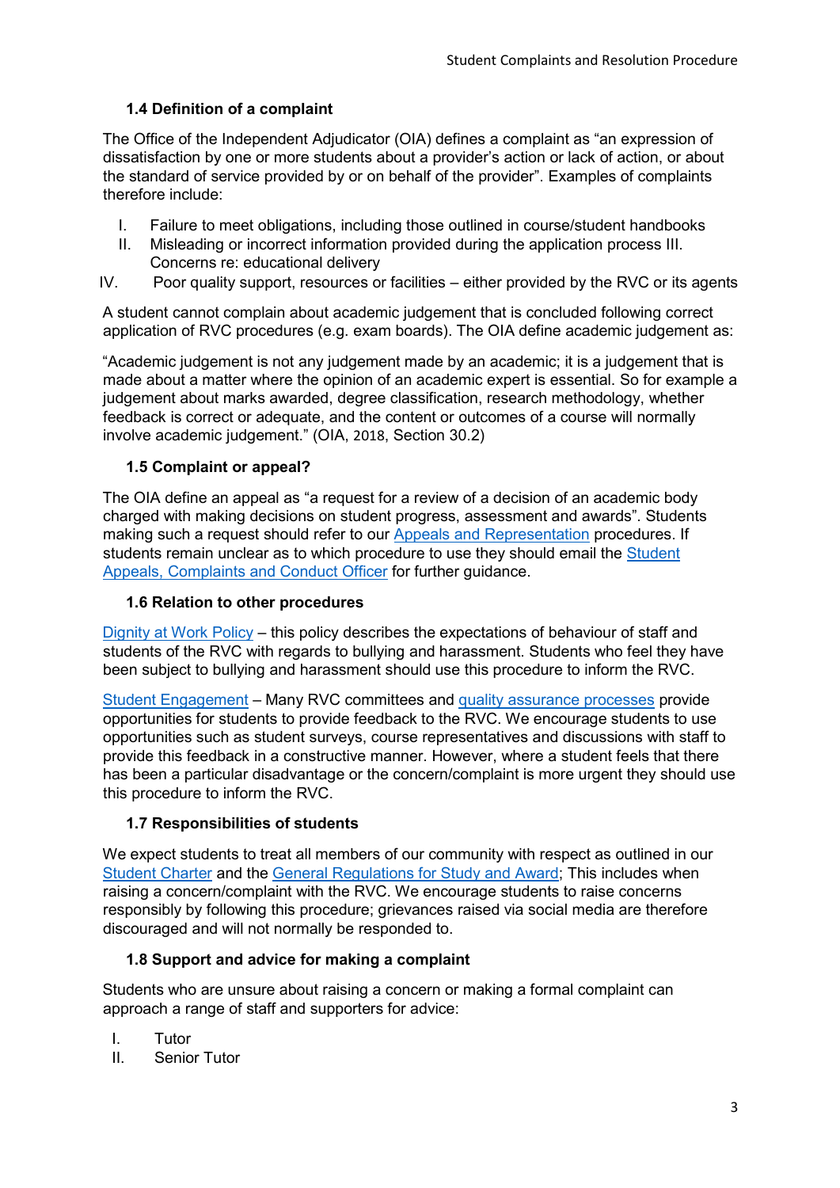### 1.4 Definition of a complaint

The Office of the Independent Adjudicator (OIA) defines a complaint as "an expression of dissatisfaction by one or more students about a provider's action or lack of action, or about the standard of service provided by or on behalf of the provider". Examples of complaints therefore include:

I. Failure to meet obligations, including those outlined in course/student handbooks
II. Misleading or incorrect information provided during the application process III. Concerns re: educational delivery
IV. Poor quality support, resources or facilities – either provided by the RVC or its agents

A student cannot complain about academic judgement that is concluded following correct application of RVC procedures (e.g. exam boards). The OIA define academic judgement as:

"Academic judgement is not any judgement made by an academic; it is a judgement that is made about a matter where the opinion of an academic expert is essential. So for example a judgement about marks awarded, degree classification, research methodology, whether feedback is correct or adequate, and the content or outcomes of a course will normally involve academic judgement." (OIA, 2018, Section 30.2)

### 1.5 Complaint or appeal?

The OIA define an appeal as "a request for a review of a decision of an academic body charged with making decisions on student progress, assessment and awards". Students making such a request should refer to our Appeals and Representation procedures. If students remain unclear as to which procedure to use they should email the Student Appeals, Complaints and Conduct Officer for further guidance.

### 1.6 Relation to other procedures

Dignity at Work Policy – this policy describes the expectations of behaviour of staff and students of the RVC with regards to bullying and harassment. Students who feel they have been subject to bullying and harassment should use this procedure to inform the RVC.

Student Engagement – Many RVC committees and quality assurance processes provide opportunities for students to provide feedback to the RVC. We encourage students to use opportunities such as student surveys, course representatives and discussions with staff to provide this feedback in a constructive manner. However, where a student feels that there has been a particular disadvantage or the concern/complaint is more urgent they should use this procedure to inform the RVC.

### 1.7 Responsibilities of students

We expect students to treat all members of our community with respect as outlined in our Student Charter and the General Regulations for Study and Award; This includes when raising a concern/complaint with the RVC. We encourage students to raise concerns responsibly by following this procedure; grievances raised via social media are therefore discouraged and will not normally be responded to.

### 1.8 Support and advice for making a complaint

Students who are unsure about raising a concern or making a formal complaint can approach a range of staff and supporters for advice:

I. Tutor
II. Senior Tutor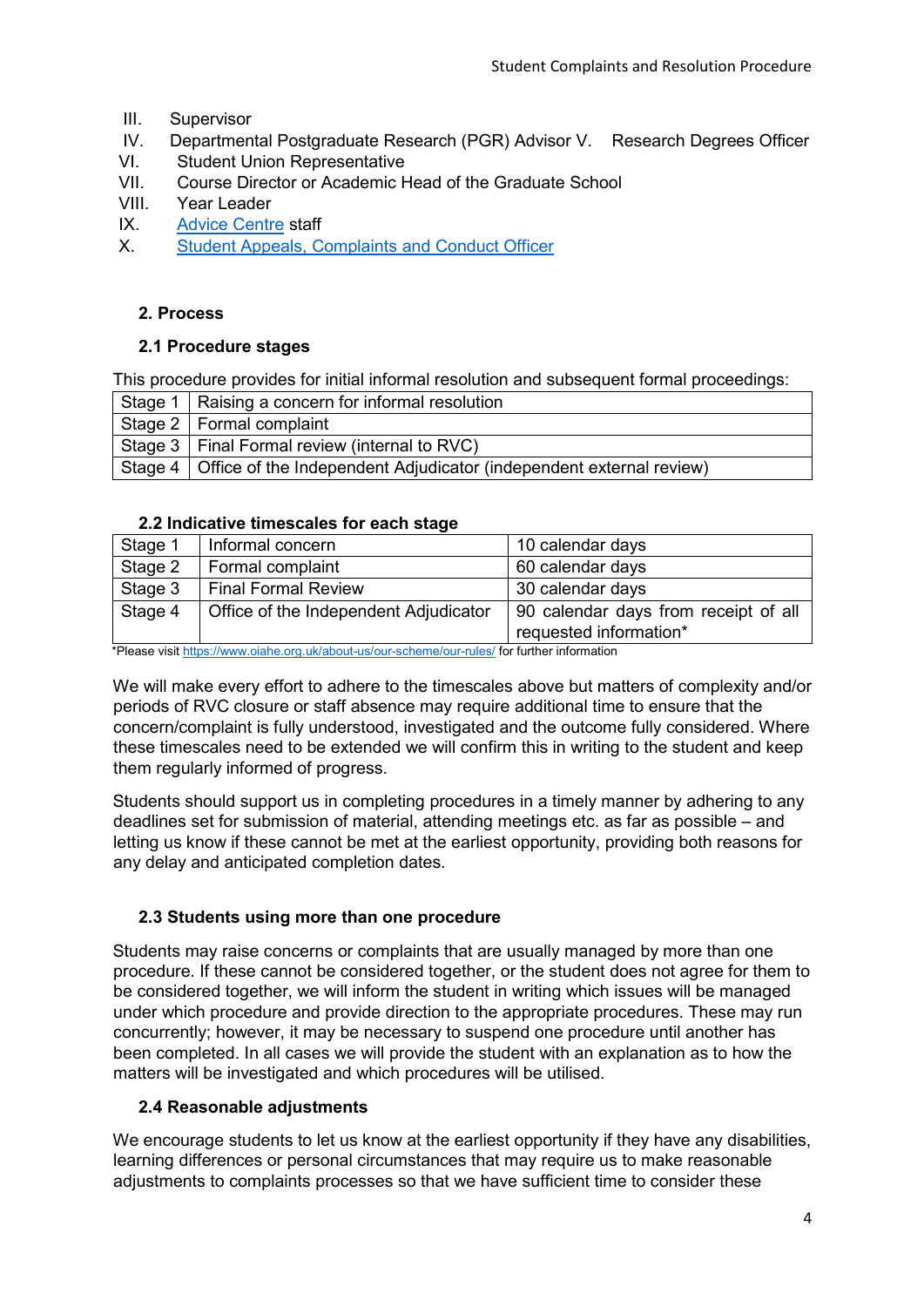III. Supervisor
IV. Departmental Postgraduate Research (PGR) Advisor V. Research Degrees Officer
VI. Student Union Representative
VII. Course Director or Academic Head of the Graduate School
VIII. Year Leader
IX. [Advice Centre](#) staff
X. [Student Appeals, Complaints and Conduct Officer](#)

## 2. Process

### 2.1 Procedure stages

This procedure provides for initial informal resolution and subsequent formal proceedings:

| Stage 1 | Raising a concern for informal resolution |
|---|---|
| Stage 2 | Formal complaint |
| Stage 3 | Final Formal review (internal to RVC) |
| Stage 4 | Office of the Independent Adjudicator (independent external review) |

### 2.2 Indicative timescales for each stage

| Stage 1 | Informal concern | 10 calendar days |
|---|---|---|
| Stage 2 | Formal complaint | 60 calendar days |
| Stage 3 | Final Formal Review | 30 calendar days |
| Stage 4 | Office of the Independent Adjudicator | 90 calendar days from receipt of all requested information* |

*Please visit https://www.oiahe.org.uk/about-us/our-scheme/our-rules/ for further information

We will make every effort to adhere to the timescales above but matters of complexity and/or periods of RVC closure or staff absence may require additional time to ensure that the concern/complaint is fully understood, investigated and the outcome fully considered. Where these timescales need to be extended we will confirm this in writing to the student and keep them regularly informed of progress.

Students should support us in completing procedures in a timely manner by adhering to any deadlines set for submission of material, attending meetings etc. as far as possible – and letting us know if these cannot be met at the earliest opportunity, providing both reasons for any delay and anticipated completion dates.

### 2.3 Students using more than one procedure

Students may raise concerns or complaints that are usually managed by more than one procedure. If these cannot be considered together, or the student does not agree for them to be considered together, we will inform the student in writing which issues will be managed under which procedure and provide direction to the appropriate procedures. These may run concurrently; however, it may be necessary to suspend one procedure until another has been completed. In all cases we will provide the student with an explanation as to how the matters will be investigated and which procedures will be utilised.

### 2.4 Reasonable adjustments

We encourage students to let us know at the earliest opportunity if they have any disabilities, learning differences or personal circumstances that may require us to make reasonable adjustments to complaints processes so that we have sufficient time to consider these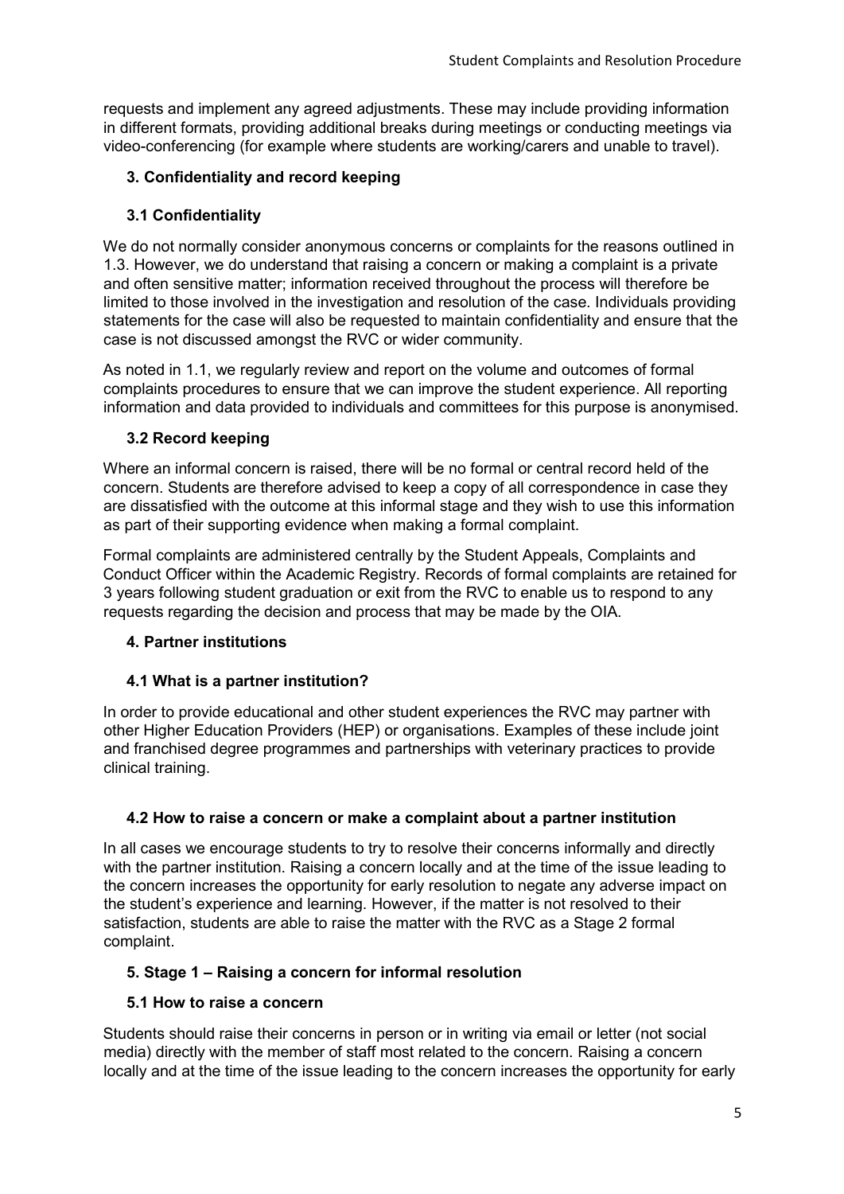requests and implement any agreed adjustments. These may include providing information in different formats, providing additional breaks during meetings or conducting meetings via video-conferencing (for example where students are working/carers and unable to travel).

## 3. Confidentiality and record keeping

### 3.1 Confidentiality

We do not normally consider anonymous concerns or complaints for the reasons outlined in 1.3. However, we do understand that raising a concern or making a complaint is a private and often sensitive matter; information received throughout the process will therefore be limited to those involved in the investigation and resolution of the case. Individuals providing statements for the case will also be requested to maintain confidentiality and ensure that the case is not discussed amongst the RVC or wider community.

As noted in 1.1, we regularly review and report on the volume and outcomes of formal complaints procedures to ensure that we can improve the student experience. All reporting information and data provided to individuals and committees for this purpose is anonymised.

### 3.2 Record keeping

Where an informal concern is raised, there will be no formal or central record held of the concern. Students are therefore advised to keep a copy of all correspondence in case they are dissatisfied with the outcome at this informal stage and they wish to use this information as part of their supporting evidence when making a formal complaint.

Formal complaints are administered centrally by the Student Appeals, Complaints and Conduct Officer within the Academic Registry. Records of formal complaints are retained for 3 years following student graduation or exit from the RVC to enable us to respond to any requests regarding the decision and process that may be made by the OIA.

## 4. Partner institutions

### 4.1 What is a partner institution?

In order to provide educational and other student experiences the RVC may partner with other Higher Education Providers (HEP) or organisations. Examples of these include joint and franchised degree programmes and partnerships with veterinary practices to provide clinical training.

### 4.2 How to raise a concern or make a complaint about a partner institution

In all cases we encourage students to try to resolve their concerns informally and directly with the partner institution. Raising a concern locally and at the time of the issue leading to the concern increases the opportunity for early resolution to negate any adverse impact on the student's experience and learning. However, if the matter is not resolved to their satisfaction, students are able to raise the matter with the RVC as a Stage 2 formal complaint.

## 5. Stage 1 – Raising a concern for informal resolution

### 5.1 How to raise a concern

Students should raise their concerns in person or in writing via email or letter (not social media) directly with the member of staff most related to the concern. Raising a concern locally and at the time of the issue leading to the concern increases the opportunity for early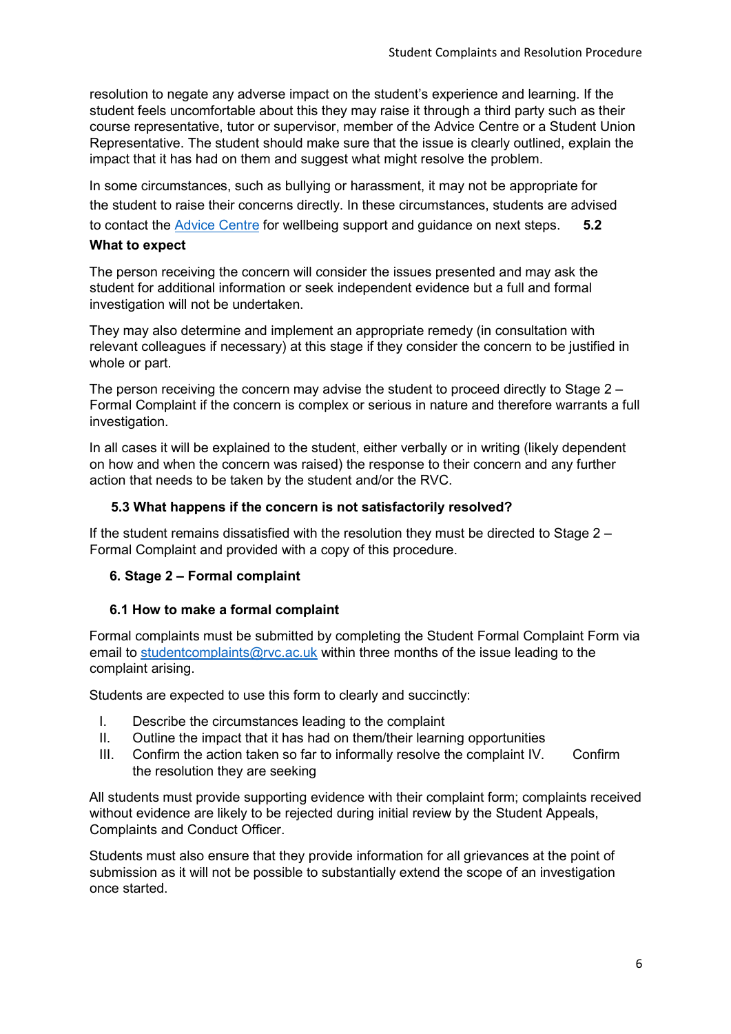resolution to negate any adverse impact on the student's experience and learning. If the student feels uncomfortable about this they may raise it through a third party such as their course representative, tutor or supervisor, member of the Advice Centre or a Student Union Representative. The student should make sure that the issue is clearly outlined, explain the impact that it has had on them and suggest what might resolve the problem.

In some circumstances, such as bullying or harassment, it may not be appropriate for the student to raise their concerns directly. In these circumstances, students are advised to contact the Advice Centre for wellbeing support and guidance on next steps.

**5.2 What to expect**

The person receiving the concern will consider the issues presented and may ask the student for additional information or seek independent evidence but a full and formal investigation will not be undertaken.

They may also determine and implement an appropriate remedy (in consultation with relevant colleagues if necessary) at this stage if they consider the concern to be justified in whole or part.

The person receiving the concern may advise the student to proceed directly to Stage 2 – Formal Complaint if the concern is complex or serious in nature and therefore warrants a full investigation.

In all cases it will be explained to the student, either verbally or in writing (likely dependent on how and when the concern was raised) the response to their concern and any further action that needs to be taken by the student and/or the RVC.

**5.3 What happens if the concern is not satisfactorily resolved?**

If the student remains dissatisfied with the resolution they must be directed to Stage 2 – Formal Complaint and provided with a copy of this procedure.

## 6. Stage 2 – Formal complaint

### 6.1 How to make a formal complaint

Formal complaints must be submitted by completing the Student Formal Complaint Form via email to studentcomplaints@rvc.ac.uk within three months of the issue leading to the complaint arising.

Students are expected to use this form to clearly and succinctly:

I. Describe the circumstances leading to the complaint
II. Outline the impact that it has had on them/their learning opportunities
III. Confirm the action taken so far to informally resolve the complaint
IV. Confirm the resolution they are seeking

All students must provide supporting evidence with their complaint form; complaints received without evidence are likely to be rejected during initial review by the Student Appeals, Complaints and Conduct Officer.

Students must also ensure that they provide information for all grievances at the point of submission as it will not be possible to substantially extend the scope of an investigation once started.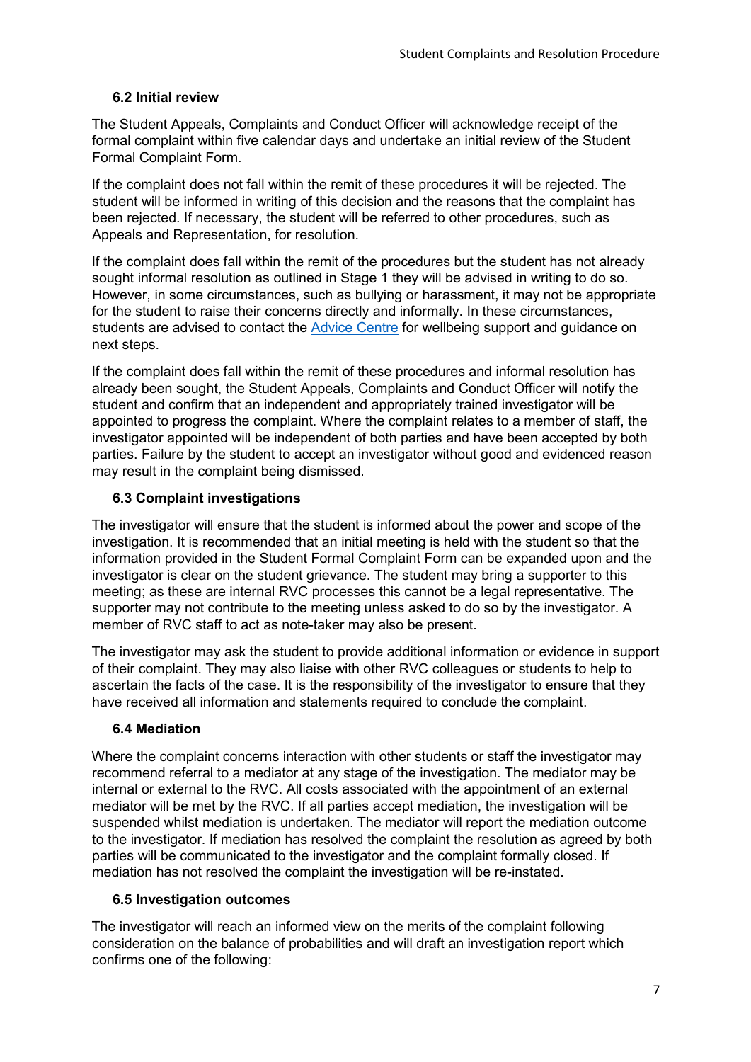### 6.2 Initial review

The Student Appeals, Complaints and Conduct Officer will acknowledge receipt of the formal complaint within five calendar days and undertake an initial review of the Student Formal Complaint Form.

If the complaint does not fall within the remit of these procedures it will be rejected. The student will be informed in writing of this decision and the reasons that the complaint has been rejected. If necessary, the student will be referred to other procedures, such as Appeals and Representation, for resolution.

If the complaint does fall within the remit of the procedures but the student has not already sought informal resolution as outlined in Stage 1 they will be advised in writing to do so. However, in some circumstances, such as bullying or harassment, it may not be appropriate for the student to raise their concerns directly and informally. In these circumstances, students are advised to contact the Advice Centre for wellbeing support and guidance on next steps.

If the complaint does fall within the remit of these procedures and informal resolution has already been sought, the Student Appeals, Complaints and Conduct Officer will notify the student and confirm that an independent and appropriately trained investigator will be appointed to progress the complaint. Where the complaint relates to a member of staff, the investigator appointed will be independent of both parties and have been accepted by both parties. Failure by the student to accept an investigator without good and evidenced reason may result in the complaint being dismissed.

### 6.3 Complaint investigations

The investigator will ensure that the student is informed about the power and scope of the investigation. It is recommended that an initial meeting is held with the student so that the information provided in the Student Formal Complaint Form can be expanded upon and the investigator is clear on the student grievance. The student may bring a supporter to this meeting; as these are internal RVC processes this cannot be a legal representative. The supporter may not contribute to the meeting unless asked to do so by the investigator. A member of RVC staff to act as note-taker may also be present.

The investigator may ask the student to provide additional information or evidence in support of their complaint. They may also liaise with other RVC colleagues or students to help to ascertain the facts of the case. It is the responsibility of the investigator to ensure that they have received all information and statements required to conclude the complaint.

### 6.4 Mediation

Where the complaint concerns interaction with other students or staff the investigator may recommend referral to a mediator at any stage of the investigation. The mediator may be internal or external to the RVC. All costs associated with the appointment of an external mediator will be met by the RVC. If all parties accept mediation, the investigation will be suspended whilst mediation is undertaken. The mediator will report the mediation outcome to the investigator. If mediation has resolved the complaint the resolution as agreed by both parties will be communicated to the investigator and the complaint formally closed. If mediation has not resolved the complaint the investigation will be re-instated.

### 6.5 Investigation outcomes

The investigator will reach an informed view on the merits of the complaint following consideration on the balance of probabilities and will draft an investigation report which confirms one of the following: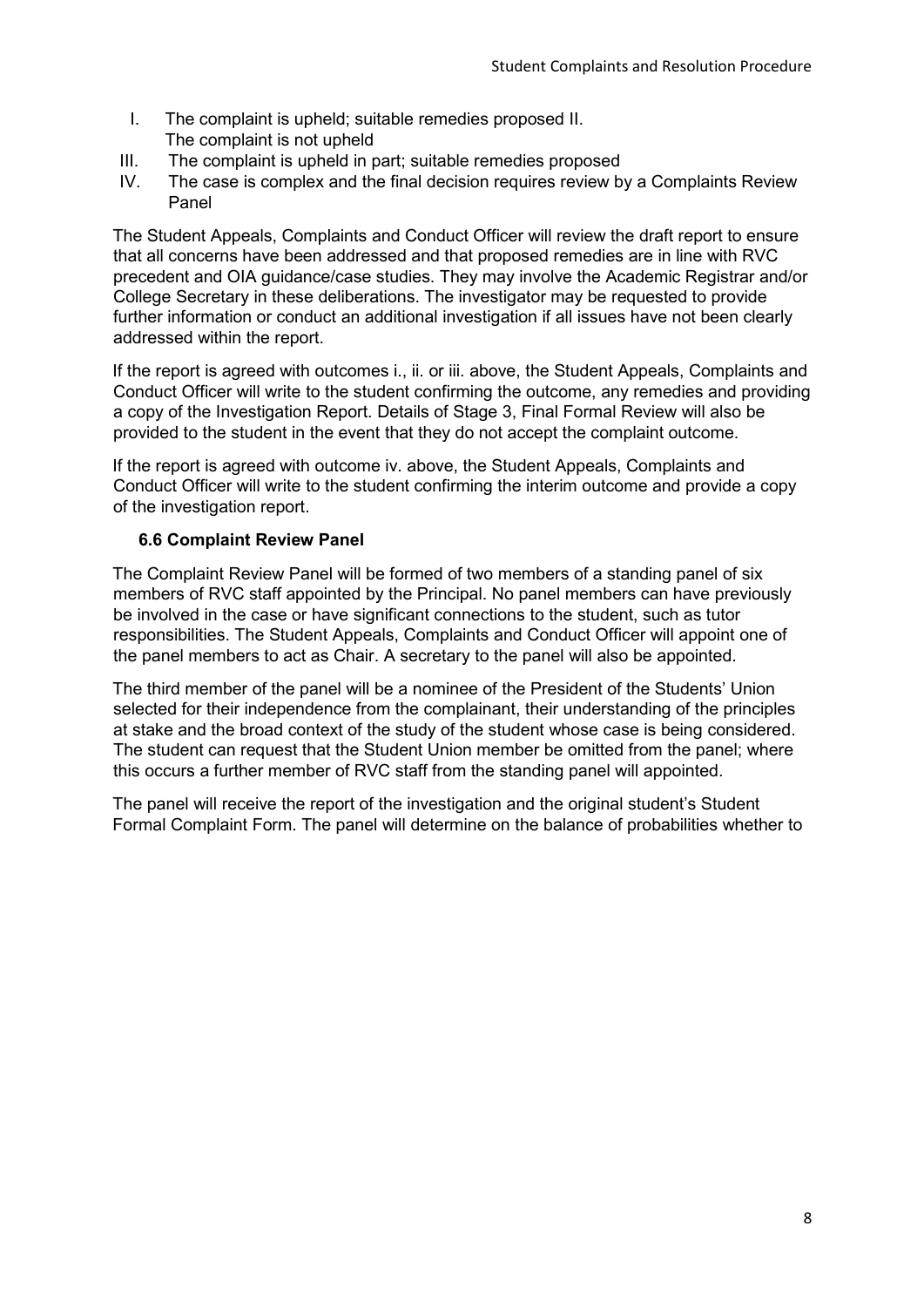I. The complaint is upheld; suitable remedies proposed II. The complaint is not upheld
III. The complaint is upheld in part; suitable remedies proposed
IV. The case is complex and the final decision requires review by a Complaints Review Panel

The Student Appeals, Complaints and Conduct Officer will review the draft report to ensure that all concerns have been addressed and that proposed remedies are in line with RVC precedent and OIA guidance/case studies. They may involve the Academic Registrar and/or College Secretary in these deliberations. The investigator may be requested to provide further information or conduct an additional investigation if all issues have not been clearly addressed within the report.

If the report is agreed with outcomes i., ii. or iii. above, the Student Appeals, Complaints and Conduct Officer will write to the student confirming the outcome, any remedies and providing a copy of the Investigation Report. Details of Stage 3, Final Formal Review will also be provided to the student in the event that they do not accept the complaint outcome.

If the report is agreed with outcome iv. above, the Student Appeals, Complaints and Conduct Officer will write to the student confirming the interim outcome and provide a copy of the investigation report.

### 6.6 Complaint Review Panel

The Complaint Review Panel will be formed of two members of a standing panel of six members of RVC staff appointed by the Principal. No panel members can have previously be involved in the case or have significant connections to the student, such as tutor responsibilities. The Student Appeals, Complaints and Conduct Officer will appoint one of the panel members to act as Chair. A secretary to the panel will also be appointed.

The third member of the panel will be a nominee of the President of the Students' Union selected for their independence from the complainant, their understanding of the principles at stake and the broad context of the study of the student whose case is being considered. The student can request that the Student Union member be omitted from the panel; where this occurs a further member of RVC staff from the standing panel will appointed.

The panel will receive the report of the investigation and the original student's Student Formal Complaint Form. The panel will determine on the balance of probabilities whether to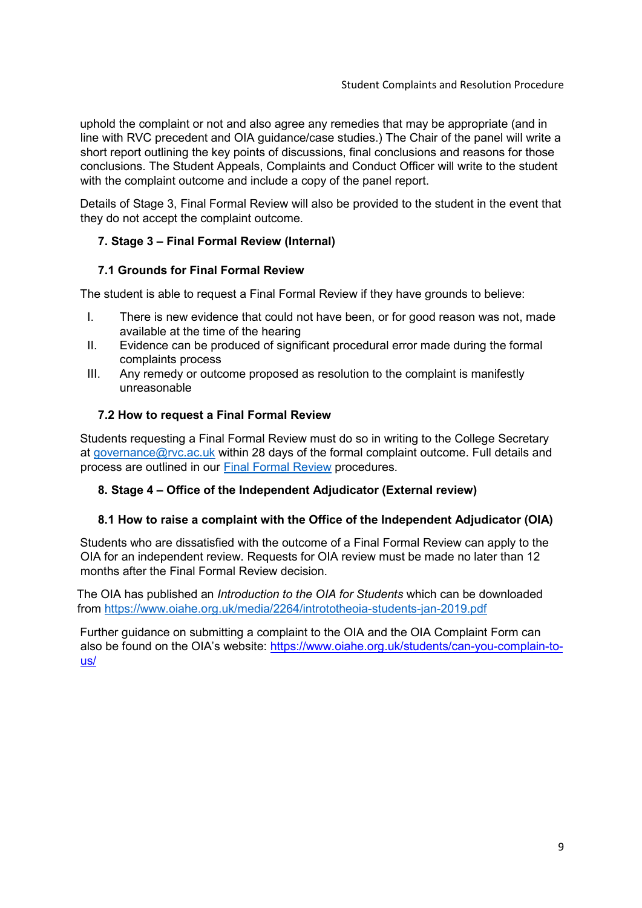uphold the complaint or not and also agree any remedies that may be appropriate (and in line with RVC precedent and OIA guidance/case studies.) The Chair of the panel will write a short report outlining the key points of discussions, final conclusions and reasons for those conclusions. The Student Appeals, Complaints and Conduct Officer will write to the student with the complaint outcome and include a copy of the panel report.

Details of Stage 3, Final Formal Review will also be provided to the student in the event that they do not accept the complaint outcome.

## 7. Stage 3 – Final Formal Review (Internal)

### 7.1 Grounds for Final Formal Review

The student is able to request a Final Formal Review if they have grounds to believe:

I. There is new evidence that could not have been, or for good reason was not, made available at the time of the hearing
II. Evidence can be produced of significant procedural error made during the formal complaints process
III. Any remedy or outcome proposed as resolution to the complaint is manifestly unreasonable

### 7.2 How to request a Final Formal Review

Students requesting a Final Formal Review must do so in writing to the College Secretary at [governance@rvc.ac.uk](mailto:governance@rvc.ac.uk) within 28 days of the formal complaint outcome. Full details and process are outlined in our [Final Formal Review]() procedures.

## 8. Stage 4 – Office of the Independent Adjudicator (External review)

### 8.1 How to raise a complaint with the Office of the Independent Adjudicator (OIA)

Students who are dissatisfied with the outcome of a Final Formal Review can apply to the OIA for an independent review. Requests for OIA review must be made no later than 12 months after the Final Formal Review decision.

The OIA has published an *Introduction to the OIA for Students* which can be downloaded from https://www.oiahe.org.uk/media/2264/introtototheoia-students-jan-2019.pdf

Further guidance on submitting a complaint to the OIA and the OIA Complaint Form can also be found on the OIA's website: https://www.oiahe.org.uk/students/can-you-complain-to-us/